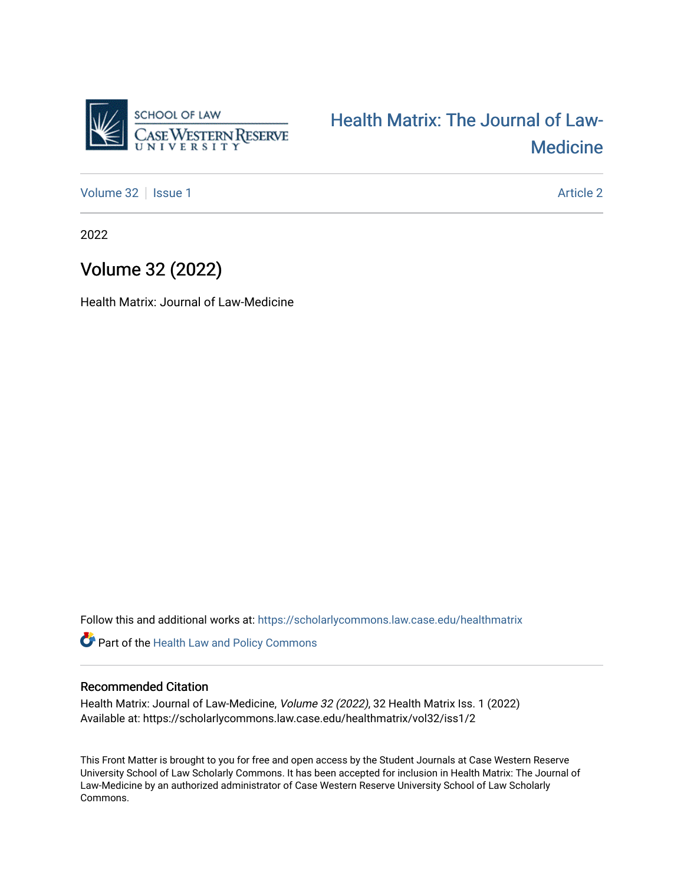SCHOOL OF LAW
CASE WESTERN RESERVE
UNIVERSITY

Health Matrix: The Journal of Law-Medicine

Volume 32 | Issue 1 | Article 2

2022

# Volume 32 (2022)

Health Matrix: Journal of Law-Medicine

Follow this and additional works at: https://scholarlycommons.law.case.edu/healthmatrix

Part of the Health Law and Policy Commons

## Recommended Citation

Health Matrix: Journal of Law-Medicine, *Volume 32 (2022)*, 32 Health Matrix Iss. 1 (2022)
Available at: https://scholarlycommons.law.case.edu/healthmatrix/vol32/iss1/2

This Front Matter is brought to you for free and open access by the Student Journals at Case Western Reserve University School of Law Scholarly Commons. It has been accepted for inclusion in Health Matrix: The Journal of Law-Medicine by an authorized administrator of Case Western Reserve University School of Law Scholarly Commons.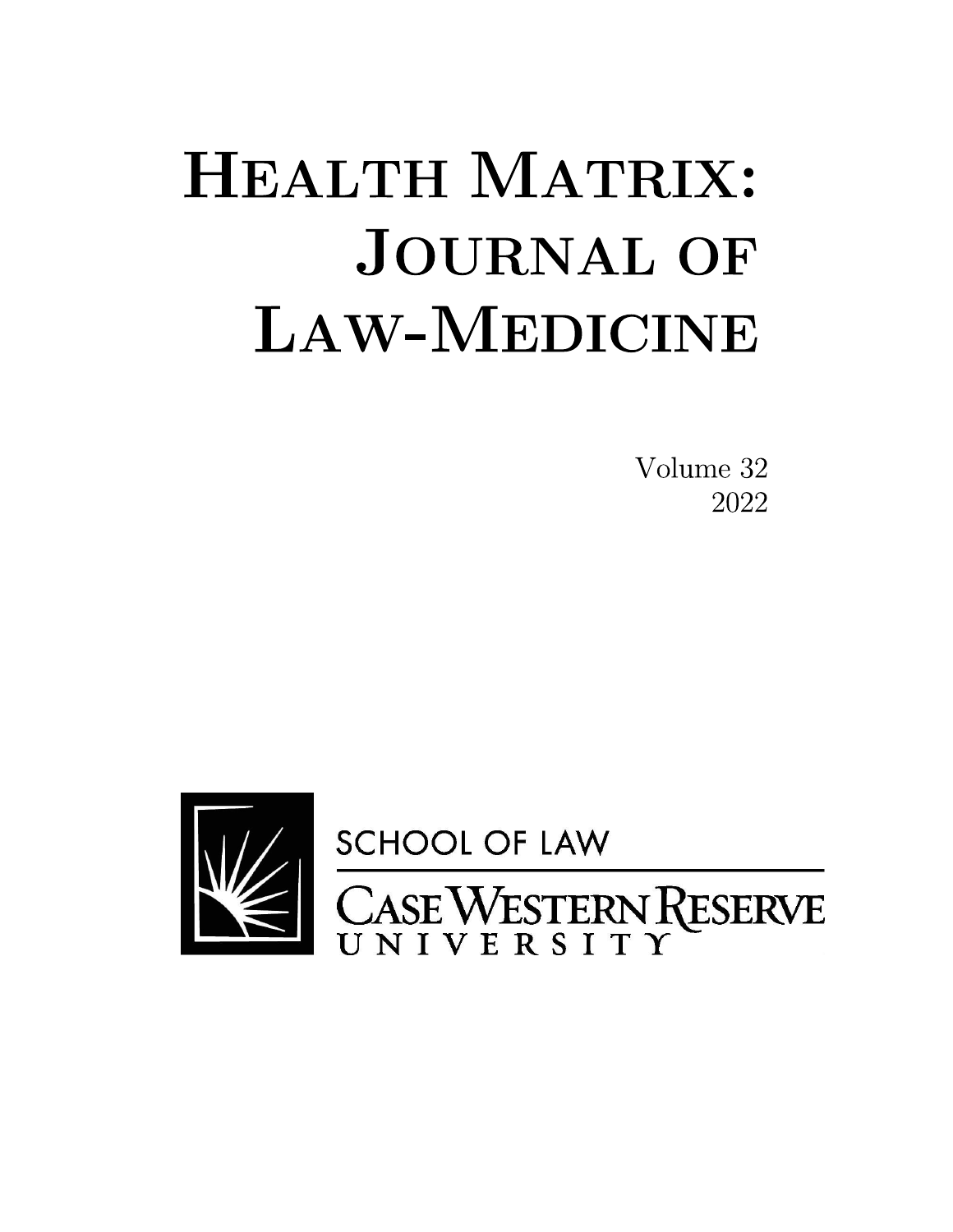# HEALTH MATRIX: JOURNAL OF LAW-MEDICINE

Volume 32
2022

SCHOOL OF LAW

CASE WESTERN RESERVE UNIVERSITY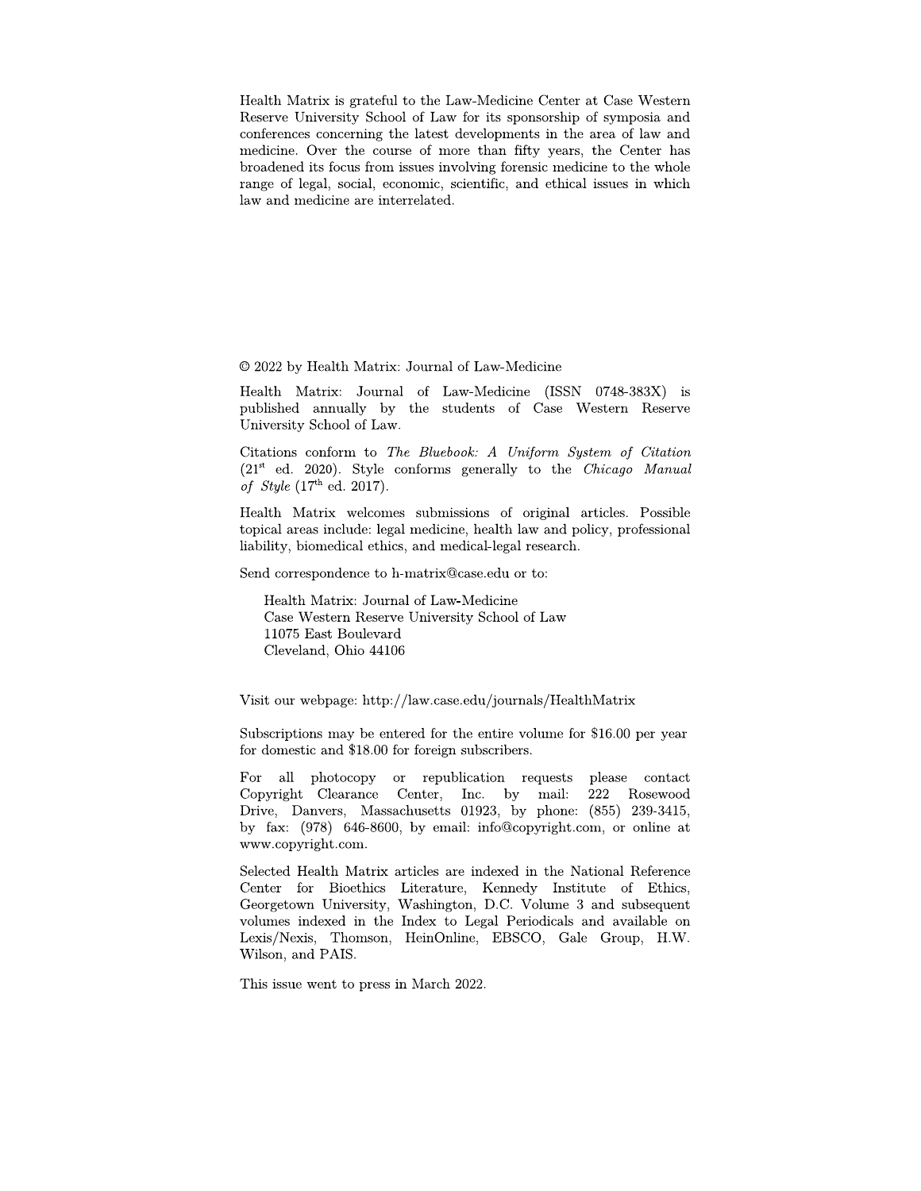Health Matrix is grateful to the Law-Medicine Center at Case Western Reserve University School of Law for its sponsorship of symposia and conferences concerning the latest developments in the area of law and medicine. Over the course of more than fifty years, the Center has broadened its focus from issues involving forensic medicine to the whole range of legal, social, economic, scientific, and ethical issues in which law and medicine are interrelated.

© 2022 by Health Matrix: Journal of Law-Medicine

Health Matrix: Journal of Law-Medicine (ISSN 0748-383X) is published annually by the students of Case Western Reserve University School of Law.

Citations conform to *The Bluebook: A Uniform System of Citation* (21st ed. 2020). Style conforms generally to the *Chicago Manual of Style* (17th ed. 2017).

Health Matrix welcomes submissions of original articles. Possible topical areas include: legal medicine, health law and policy, professional liability, biomedical ethics, and medical-legal research.

Send correspondence to h-matrix@case.edu or to:

Health Matrix: Journal of Law-Medicine
Case Western Reserve University School of Law
11075 East Boulevard
Cleveland, Ohio 44106

Visit our webpage: http://law.case.edu/journals/HealthMatrix

Subscriptions may be entered for the entire volume for $16.00 per year for domestic and $18.00 for foreign subscribers.

For all photocopy or republication requests please contact Copyright Clearance Center, Inc. by mail: 222 Rosewood Drive, Danvers, Massachusetts 01923, by phone: (855) 239-3415, by fax: (978) 646-8600, by email: info@copyright.com, or online at www.copyright.com.

Selected Health Matrix articles are indexed in the National Reference Center for Bioethics Literature, Kennedy Institute of Ethics, Georgetown University, Washington, D.C. Volume 3 and subsequent volumes indexed in the Index to Legal Periodicals and available on Lexis/Nexis, Thomson, HeinOnline, EBSCO, Gale Group, H.W. Wilson, and PAIS.

This issue went to press in March 2022.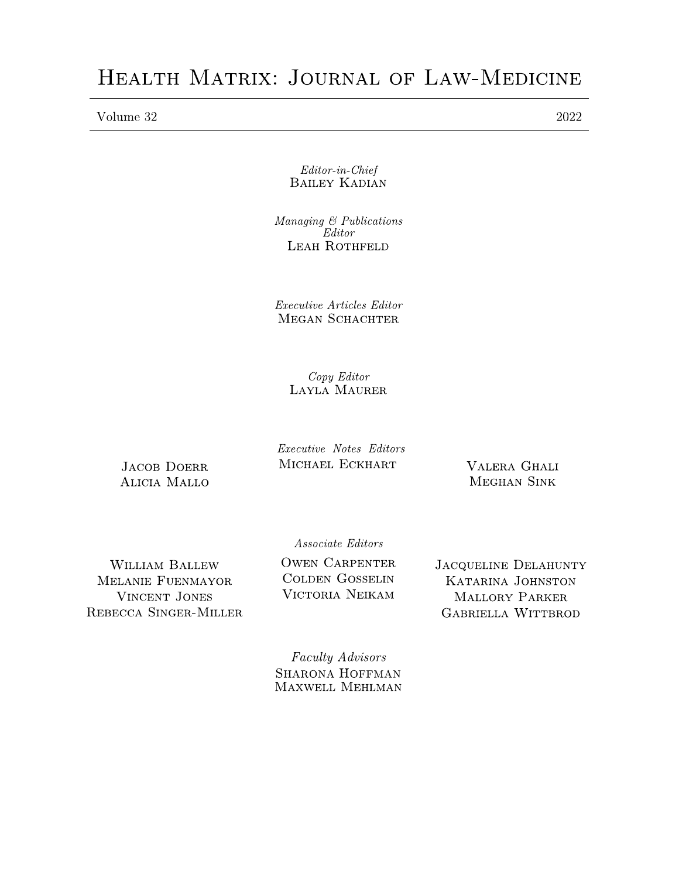# Health Matrix: Journal of Law-Medicine

Volume 32 2022

*Editor-in-Chief*
Bailey Kadian

*Managing & Publications Editor*
Leah Rothfeld

*Executive Articles Editor*
Megan Schachter

*Copy Editor*
Layla Maurer

*Executive Notes Editors*

Jacob Doerr
Alicia Mallo
Michael Eckhart
Valera Ghali
Meghan Sink

*Associate Editors*

William Ballew
Melanie Fuenmayor
Vincent Jones
Rebecca Singer-Miller
Owen Carpenter
Colden Gosselin
Victoria Neikam
Jacqueline Delahunty
Katarina Johnston
Mallory Parker
Gabriella Wittbrod

*Faculty Advisors*
Sharona Hoffman
Maxwell Mehlman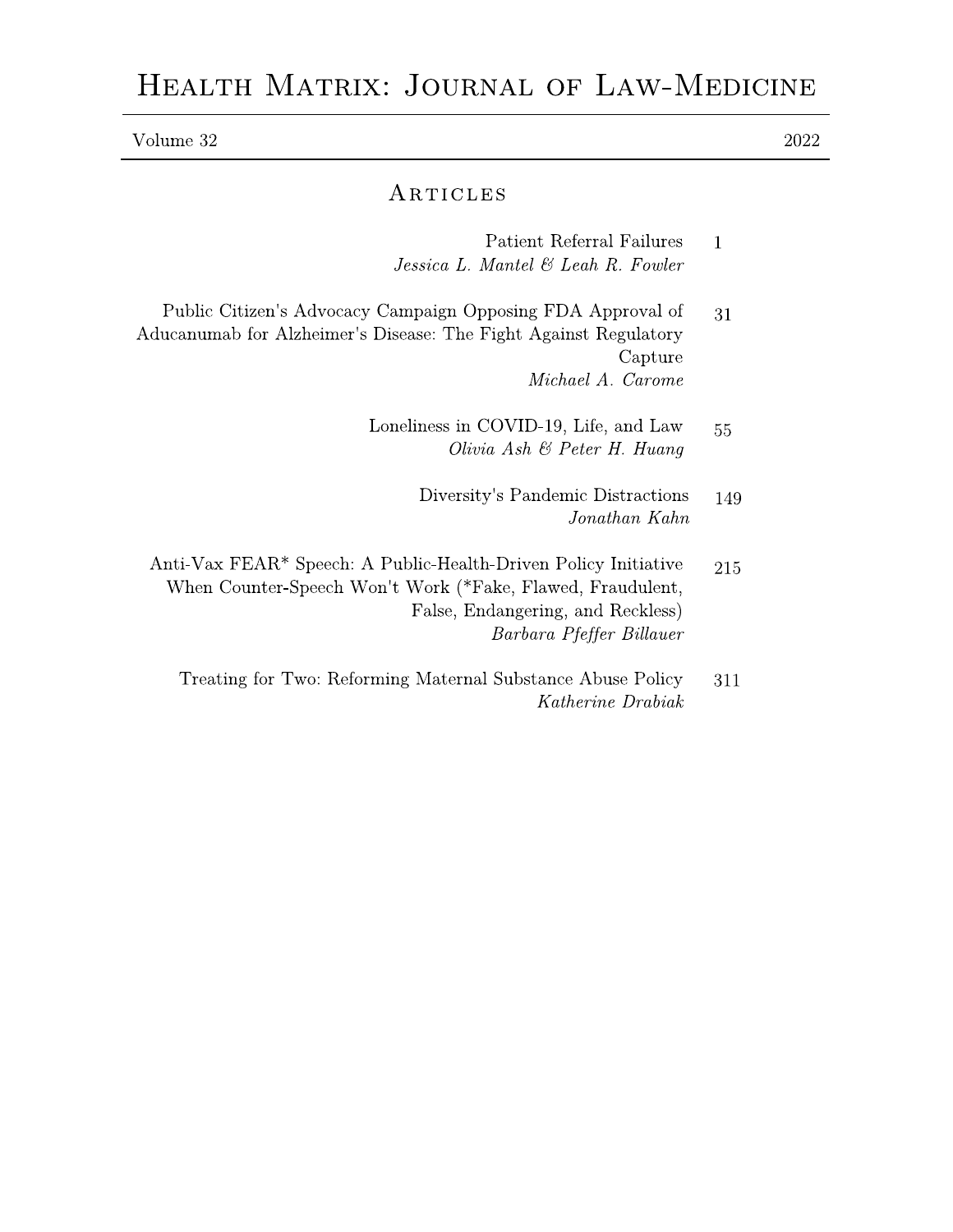# Health Matrix: Journal of Law-Medicine

Volume 32 | 2022

## Articles

| | |
|---|---|
| Patient Referral Failures<br>*Jessica L. Mantel & Leah R. Fowler* | 1 |
| Public Citizen's Advocacy Campaign Opposing FDA Approval of Aducanumab for Alzheimer's Disease: The Fight Against Regulatory Capture<br>*Michael A. Carome* | 31 |
| Loneliness in COVID-19, Life, and Law<br>*Olivia Ash & Peter H. Huang* | 55 |
| Diversity's Pandemic Distractions<br>*Jonathan Kahn* | 149 |
| Anti-Vax FEAR* Speech: A Public-Health-Driven Policy Initiative When Counter-Speech Won't Work (*Fake, Flawed, Fraudulent, False, Endangering, and Reckless)<br>*Barbara Pfeffer Billauer* | 215 |
| Treating for Two: Reforming Maternal Substance Abuse Policy<br>*Katherine Drabiak* | 311 |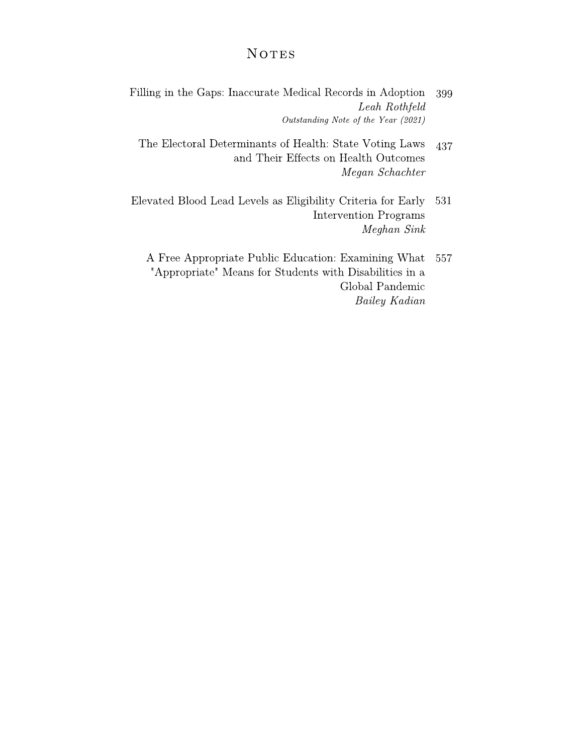# Notes

Filling in the Gaps: Inaccurate Medical Records in Adoption 399
*Leah Rothfeld*
*Outstanding Note of the Year (2021)*

The Electoral Determinants of Health: State Voting Laws and Their Effects on Health Outcomes 437
*Megan Schachter*

Elevated Blood Lead Levels as Eligibility Criteria for Early Intervention Programs 531
*Meghan Sink*

A Free Appropriate Public Education: Examining What "Appropriate" Means for Students with Disabilities in a Global Pandemic 557
*Bailey Kadian*